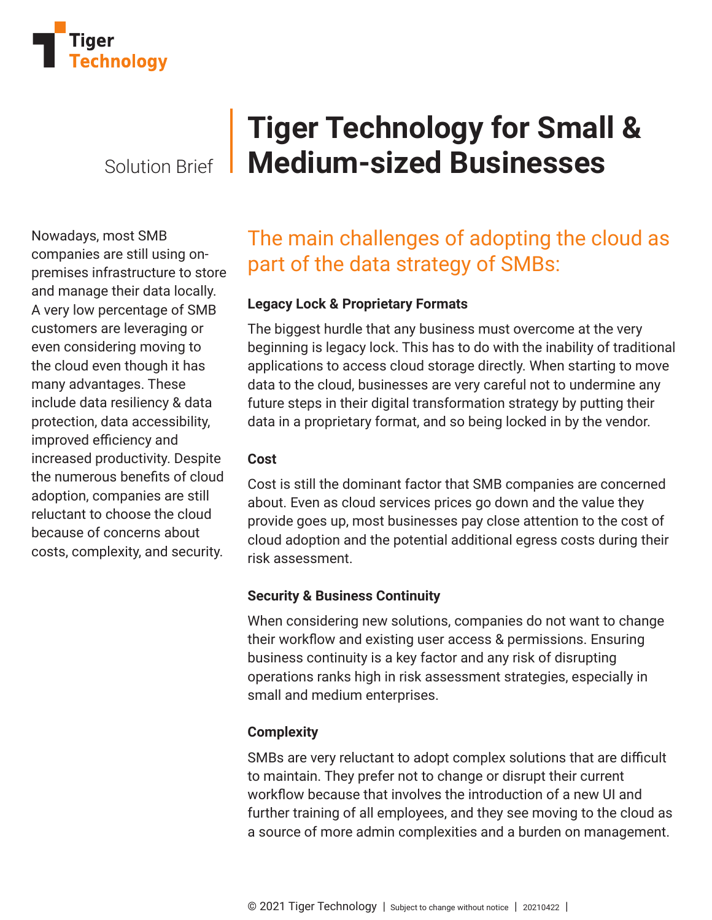Tiger Technology

Solution Brief

# Tiger Technology for Small & Medium-sized Businesses

Nowadays, most SMB companies are still using on-premises infrastructure to store and manage their data locally. A very low percentage of SMB customers are leveraging or even considering moving to the cloud even though it has many advantages. These include data resiliency & data protection, data accessibility, improved efficiency and increased productivity. Despite the numerous benefits of cloud adoption, companies are still reluctant to choose the cloud because of concerns about costs, complexity, and security.

## The main challenges of adopting the cloud as part of the data strategy of SMBs:

### Legacy Lock & Proprietary Formats

The biggest hurdle that any business must overcome at the very beginning is legacy lock. This has to do with the inability of traditional applications to access cloud storage directly. When starting to move data to the cloud, businesses are very careful not to undermine any future steps in their digital transformation strategy by putting their data in a proprietary format, and so being locked in by the vendor.

### Cost

Cost is still the dominant factor that SMB companies are concerned about. Even as cloud services prices go down and the value they provide goes up, most businesses pay close attention to the cost of cloud adoption and the potential additional egress costs during their risk assessment.

### Security & Business Continuity

When considering new solutions, companies do not want to change their workflow and existing user access & permissions. Ensuring business continuity is a key factor and any risk of disrupting operations ranks high in risk assessment strategies, especially in small and medium enterprises.

### Complexity

SMBs are very reluctant to adopt complex solutions that are difficult to maintain. They prefer not to change or disrupt their current workflow because that involves the introduction of a new UI and further training of all employees, and they see moving to the cloud as a source of more admin complexities and a burden on management.

© 2021 Tiger Technology | Subject to change without notice | 20210422 |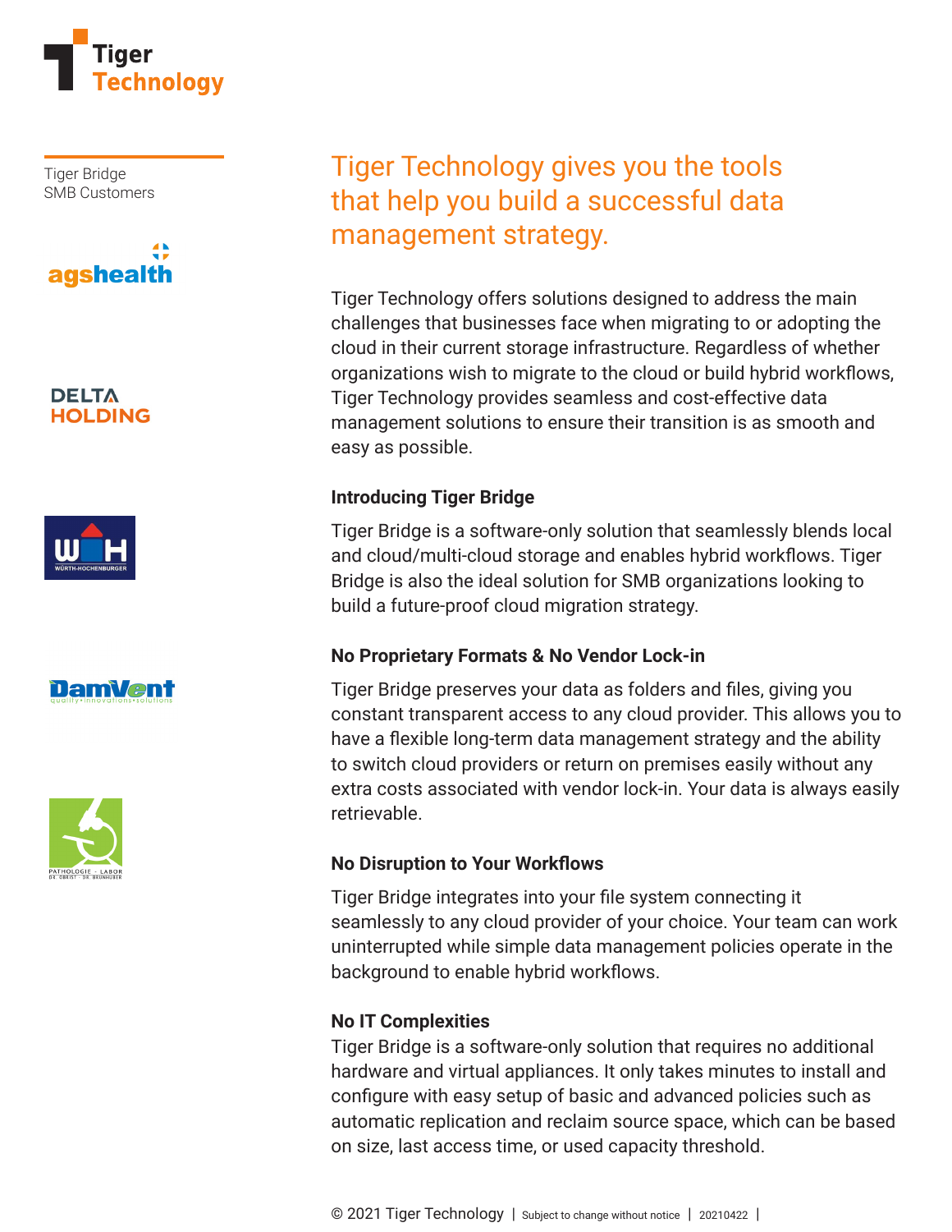Tiger Bridge
SMB Customers

agshealth

DELTA HOLDING

WÜRTH-HOCHENBURGER

DamVent

PATHOLOGIE - LABOR

# Tiger Technology gives you the tools that help you build a successful data management strategy.

Tiger Technology offers solutions designed to address the main challenges that businesses face when migrating to or adopting the cloud in their current storage infrastructure. Regardless of whether organizations wish to migrate to the cloud or build hybrid workflows, Tiger Technology provides seamless and cost-effective data management solutions to ensure their transition is as smooth and easy as possible.

### Introducing Tiger Bridge

Tiger Bridge is a software-only solution that seamlessly blends local and cloud/multi-cloud storage and enables hybrid workflows. Tiger Bridge is also the ideal solution for SMB organizations looking to build a future-proof cloud migration strategy.

### No Proprietary Formats & No Vendor Lock-in

Tiger Bridge preserves your data as folders and files, giving you constant transparent access to any cloud provider. This allows you to have a flexible long-term data management strategy and the ability to switch cloud providers or return on premises easily without any extra costs associated with vendor lock-in. Your data is always easily retrievable.

### No Disruption to Your Workflows

Tiger Bridge integrates into your file system connecting it seamlessly to any cloud provider of your choice. Your team can work uninterrupted while simple data management policies operate in the background to enable hybrid workflows.

### No IT Complexities

Tiger Bridge is a software-only solution that requires no additional hardware and virtual appliances. It only takes minutes to install and configure with easy setup of basic and advanced policies such as automatic replication and reclaim source space, which can be based on size, last access time, or used capacity threshold.

© 2021 Tiger Technology | Subject to change without notice | 20210422 |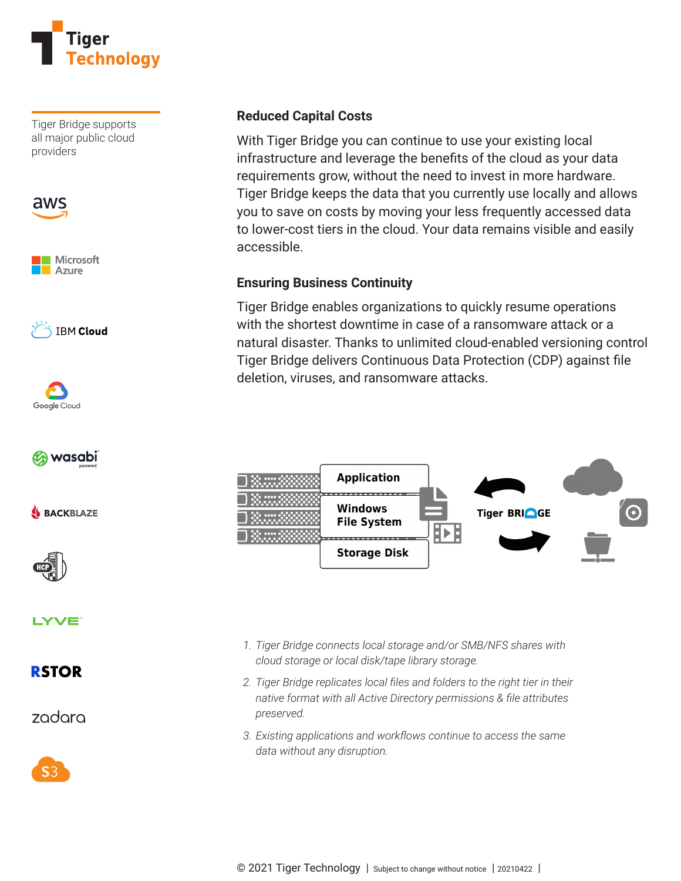Tiger Bridge supports all major public cloud providers

aws

Microsoft Azure

IBM Cloud

Google Cloud

wasabi

BACKBLAZE

HCP

LYVE

RSTOR

zadara

S3

## Reduced Capital Costs

With Tiger Bridge you can continue to use your existing local infrastructure and leverage the benefits of the cloud as your data requirements grow, without the need to invest in more hardware. Tiger Bridge keeps the data that you currently use locally and allows you to save on costs by moving your less frequently accessed data to lower-cost tiers in the cloud. Your data remains visible and easily accessible.

## Ensuring Business Continuity

Tiger Bridge enables organizations to quickly resume operations with the shortest downtime in case of a ransomware attack or a natural disaster. Thanks to unlimited cloud-enabled versioning control Tiger Bridge delivers Continuous Data Protection (CDP) against file deletion, viruses, and ransomware attacks.

Application

Windows File System

Storage Disk

Tiger BRIDGE

1. *Tiger Bridge connects local storage and/or SMB/NFS shares with cloud storage or local disk/tape library storage.*
2. *Tiger Bridge replicates local files and folders to the right tier in their native format with all Active Directory permissions & file attributes preserved.*
3. *Existing applications and workflows continue to access the same data without any disruption.*

© 2021 Tiger Technology | Subject to change without notice | 20210422 |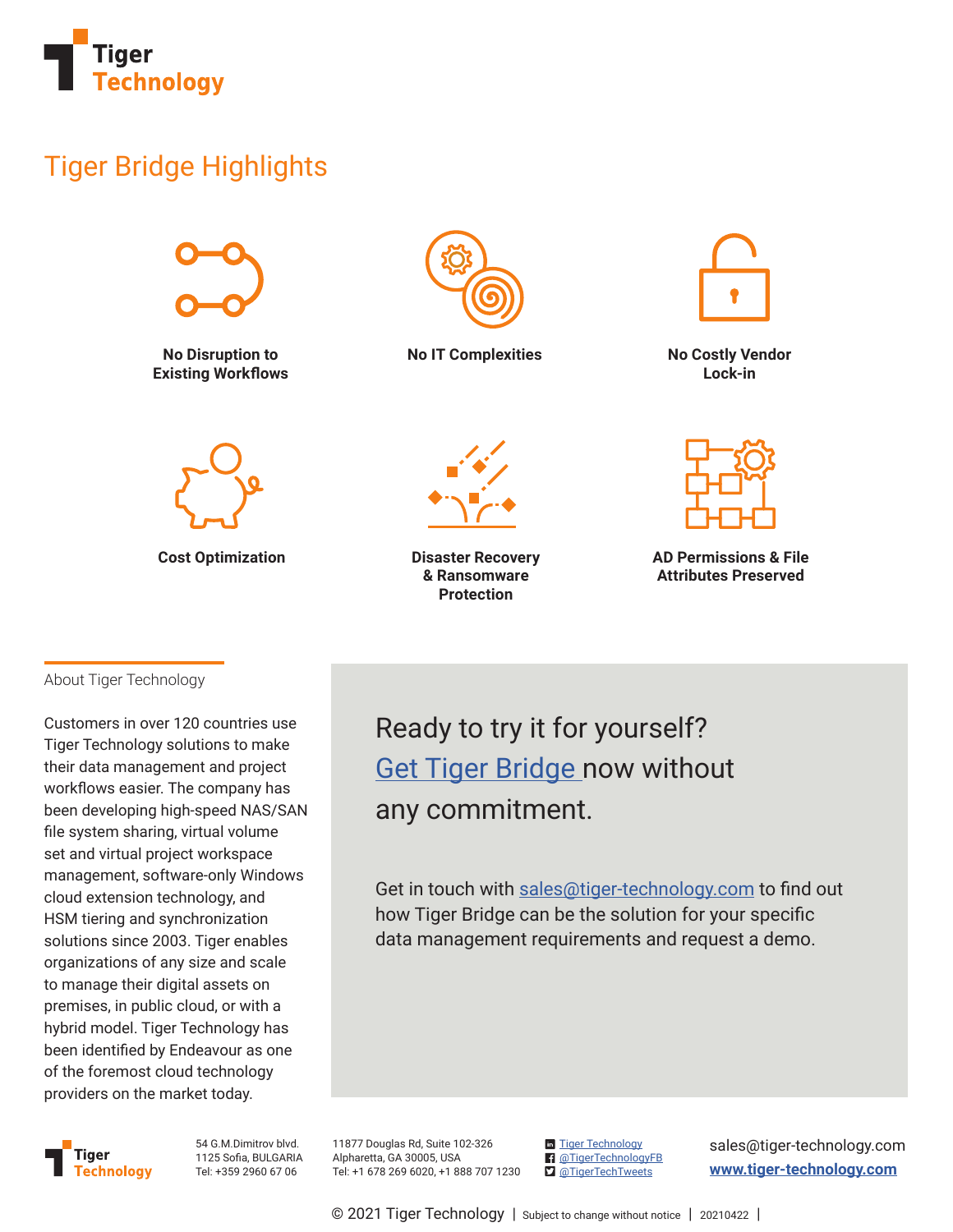# Tiger Bridge Highlights

**No Disruption to Existing Workflows**

**No IT Complexities**

**No Costly Vendor Lock-in**

**Cost Optimization**

**Disaster Recovery & Ransomware Protection**

**AD Permissions & File Attributes Preserved**

## About Tiger Technology

Customers in over 120 countries use Tiger Technology solutions to make their data management and project workflows easier. The company has been developing high-speed NAS/SAN file system sharing, virtual volume set and virtual project workspace management, software-only Windows cloud extension technology, and HSM tiering and synchronization solutions since 2003. Tiger enables organizations of any size and scale to manage their digital assets on premises, in public cloud, or with a hybrid model. Tiger Technology has been identified by Endeavour as one of the foremost cloud technology providers on the market today.

## Ready to try it for yourself? Get Tiger Bridge now without any commitment.

Get in touch with sales@tiger-technology.com to find out how Tiger Bridge can be the solution for your specific data management requirements and request a demo.

Tiger Technology

54 G.M.Dimitrov blvd.
1125 Sofia, BULGARIA
Tel: +359 2960 67 06

11877 Douglas Rd, Suite 102-326
Alpharetta, GA 30005, USA
Tel: +1 678 269 6020, +1 888 707 1230

Tiger Technology
@TigerTechnologyFB
@TigerTechTweets

sales@tiger-technology.com
**www.tiger-technology.com**

© 2021 Tiger Technology | Subject to change without notice | 20210422 |